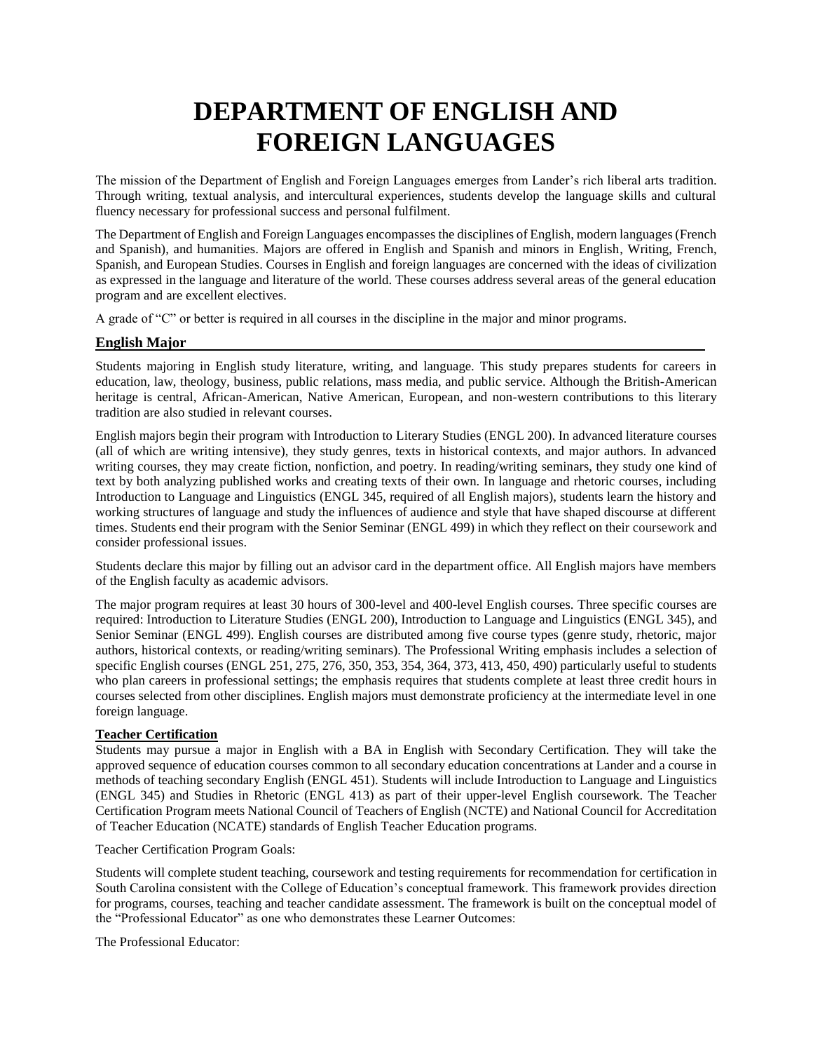# DEPARTMENT OF ENGLISH AND FOREIGN LANGUAGES

The mission of the Department of English and Foreign Languages emerges from Lander's rich liberal arts tradition. Through writing, textual analysis, and intercultural experiences, students develop the language skills and cultural fluency necessary for professional success and personal fulfilment.

The Department of English and Foreign Languages encompasses the disciplines of English, modern languages (French and Spanish), and humanities. Majors are offered in English and Spanish and minors in English, Writing, French, Spanish, and European Studies. Courses in English and foreign languages are concerned with the ideas of civilization as expressed in the language and literature of the world. These courses address several areas of the general education program and are excellent electives.

A grade of "C" or better is required in all courses in the discipline in the major and minor programs.

## English Major

Students majoring in English study literature, writing, and language. This study prepares students for careers in education, law, theology, business, public relations, mass media, and public service. Although the British-American heritage is central, African-American, Native American, European, and non-western contributions to this literary tradition are also studied in relevant courses.

English majors begin their program with Introduction to Literary Studies (ENGL 200). In advanced literature courses (all of which are writing intensive), they study genres, texts in historical contexts, and major authors. In advanced writing courses, they may create fiction, nonfiction, and poetry. In reading/writing seminars, they study one kind of text by both analyzing published works and creating texts of their own. In language and rhetoric courses, including Introduction to Language and Linguistics (ENGL 345, required of all English majors), students learn the history and working structures of language and study the influences of audience and style that have shaped discourse at different times. Students end their program with the Senior Seminar (ENGL 499) in which they reflect on their coursework and consider professional issues.

Students declare this major by filling out an advisor card in the department office. All English majors have members of the English faculty as academic advisors.

The major program requires at least 30 hours of 300-level and 400-level English courses. Three specific courses are required: Introduction to Literature Studies (ENGL 200), Introduction to Language and Linguistics (ENGL 345), and Senior Seminar (ENGL 499). English courses are distributed among five course types (genre study, rhetoric, major authors, historical contexts, or reading/writing seminars). The Professional Writing emphasis includes a selection of specific English courses (ENGL 251, 275, 276, 350, 353, 354, 364, 373, 413, 450, 490) particularly useful to students who plan careers in professional settings; the emphasis requires that students complete at least three credit hours in courses selected from other disciplines. English majors must demonstrate proficiency at the intermediate level in one foreign language.

### Teacher Certification

Students may pursue a major in English with a BA in English with Secondary Certification. They will take the approved sequence of education courses common to all secondary education concentrations at Lander and a course in methods of teaching secondary English (ENGL 451). Students will include Introduction to Language and Linguistics (ENGL 345) and Studies in Rhetoric (ENGL 413) as part of their upper-level English coursework. The Teacher Certification Program meets National Council of Teachers of English (NCTE) and National Council for Accreditation of Teacher Education (NCATE) standards of English Teacher Education programs.

Teacher Certification Program Goals:

Students will complete student teaching, coursework and testing requirements for recommendation for certification in South Carolina consistent with the College of Education's conceptual framework. This framework provides direction for programs, courses, teaching and teacher candidate assessment. The framework is built on the conceptual model of the "Professional Educator" as one who demonstrates these Learner Outcomes:

The Professional Educator: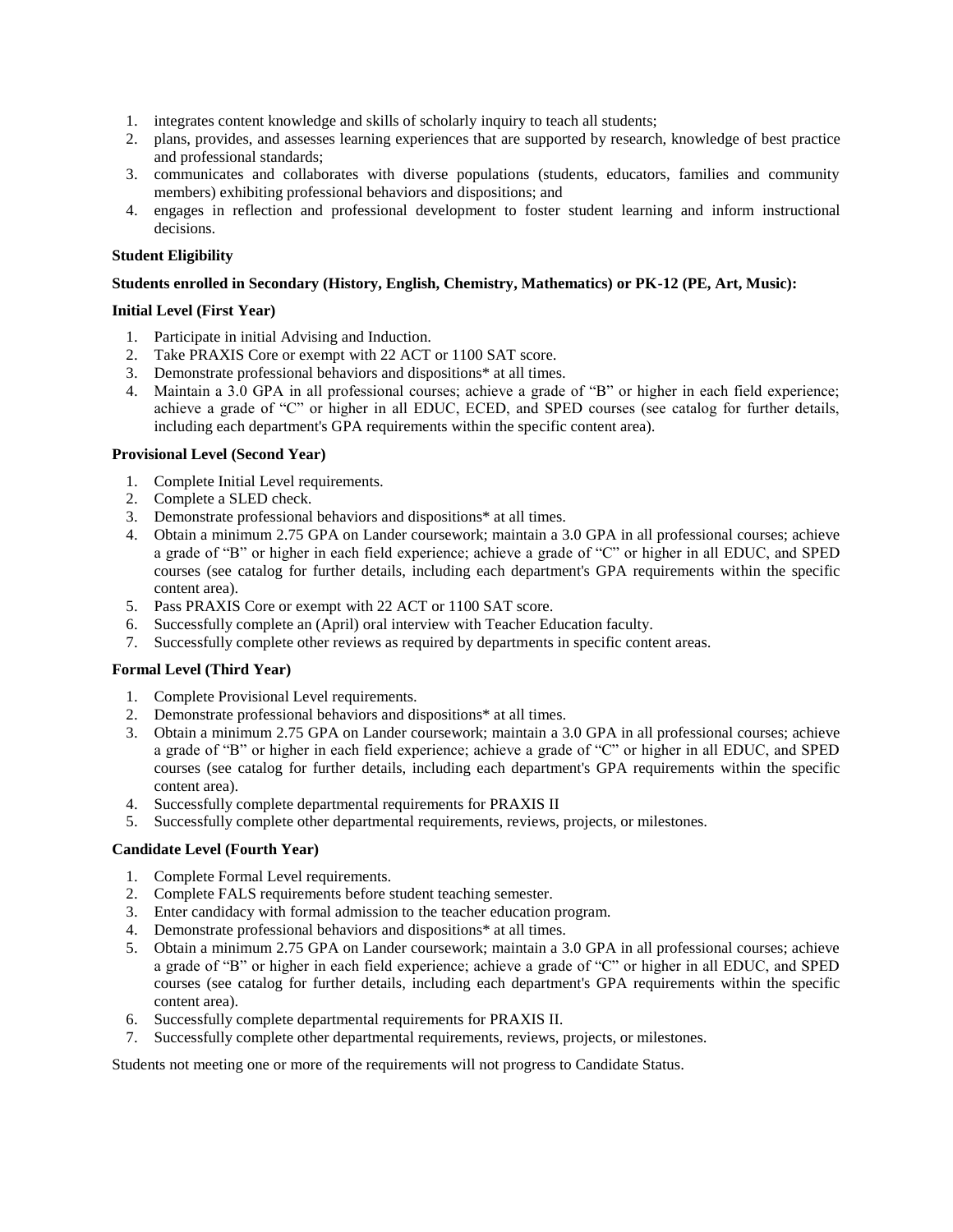1. integrates content knowledge and skills of scholarly inquiry to teach all students;
2. plans, provides, and assesses learning experiences that are supported by research, knowledge of best practice and professional standards;
3. communicates and collaborates with diverse populations (students, educators, families and community members) exhibiting professional behaviors and dispositions; and
4. engages in reflection and professional development to foster student learning and inform instructional decisions.

**Student Eligibility**

**Students enrolled in Secondary (History, English, Chemistry, Mathematics) or PK-12 (PE, Art, Music):**

**Initial Level (First Year)**

1. Participate in initial Advising and Induction.
2. Take PRAXIS Core or exempt with 22 ACT or 1100 SAT score.
3. Demonstrate professional behaviors and dispositions* at all times.
4. Maintain a 3.0 GPA in all professional courses; achieve a grade of "B" or higher in each field experience; achieve a grade of "C" or higher in all EDUC, ECED, and SPED courses (see catalog for further details, including each department's GPA requirements within the specific content area).

**Provisional Level (Second Year)**

1. Complete Initial Level requirements.
2. Complete a SLED check.
3. Demonstrate professional behaviors and dispositions* at all times.
4. Obtain a minimum 2.75 GPA on Lander coursework; maintain a 3.0 GPA in all professional courses; achieve a grade of "B" or higher in each field experience; achieve a grade of "C" or higher in all EDUC, and SPED courses (see catalog for further details, including each department's GPA requirements within the specific content area).
5. Pass PRAXIS Core or exempt with 22 ACT or 1100 SAT score.
6. Successfully complete an (April) oral interview with Teacher Education faculty.
7. Successfully complete other reviews as required by departments in specific content areas.

**Formal Level (Third Year)**

1. Complete Provisional Level requirements.
2. Demonstrate professional behaviors and dispositions* at all times.
3. Obtain a minimum 2.75 GPA on Lander coursework; maintain a 3.0 GPA in all professional courses; achieve a grade of "B" or higher in each field experience; achieve a grade of "C" or higher in all EDUC, and SPED courses (see catalog for further details, including each department's GPA requirements within the specific content area).
4. Successfully complete departmental requirements for PRAXIS II
5. Successfully complete other departmental requirements, reviews, projects, or milestones.

**Candidate Level (Fourth Year)**

1. Complete Formal Level requirements.
2. Complete FALS requirements before student teaching semester.
3. Enter candidacy with formal admission to the teacher education program.
4. Demonstrate professional behaviors and dispositions* at all times.
5. Obtain a minimum 2.75 GPA on Lander coursework; maintain a 3.0 GPA in all professional courses; achieve a grade of "B" or higher in each field experience; achieve a grade of "C" or higher in all EDUC, and SPED courses (see catalog for further details, including each department's GPA requirements within the specific content area).
6. Successfully complete departmental requirements for PRAXIS II.
7. Successfully complete other departmental requirements, reviews, projects, or milestones.

Students not meeting one or more of the requirements will not progress to Candidate Status.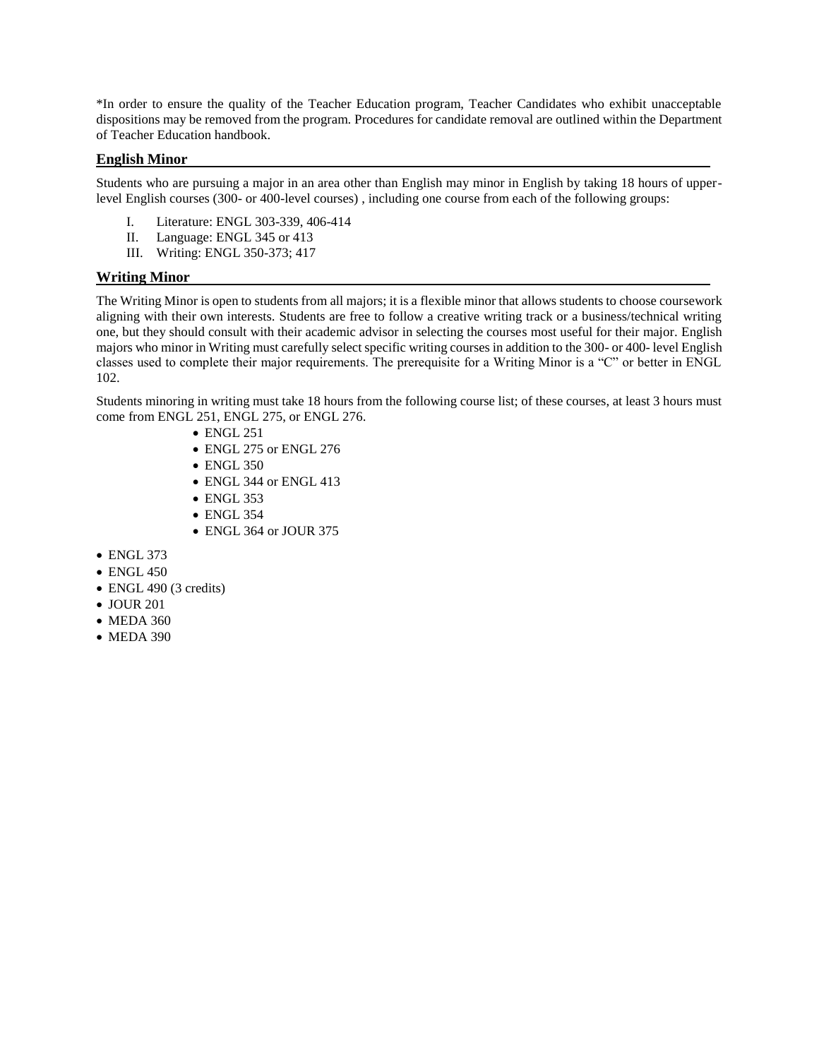*In order to ensure the quality of the Teacher Education program, Teacher Candidates who exhibit unacceptable dispositions may be removed from the program. Procedures for candidate removal are outlined within the Department of Teacher Education handbook.

## English Minor

Students who are pursuing a major in an area other than English may minor in English by taking 18 hours of upper-level English courses (300- or 400-level courses) , including one course from each of the following groups:

I. Literature: ENGL 303-339, 406-414
II. Language: ENGL 345 or 413
III. Writing: ENGL 350-373; 417

## Writing Minor

The Writing Minor is open to students from all majors; it is a flexible minor that allows students to choose coursework aligning with their own interests. Students are free to follow a creative writing track or a business/technical writing one, but they should consult with their academic advisor in selecting the courses most useful for their major. English majors who minor in Writing must carefully select specific writing courses in addition to the 300- or 400- level English classes used to complete their major requirements. The prerequisite for a Writing Minor is a "C" or better in ENGL 102.

Students minoring in writing must take 18 hours from the following course list; of these courses, at least 3 hours must come from ENGL 251, ENGL 275, or ENGL 276.

- ENGL 251
- ENGL 275 or ENGL 276
- ENGL 350
- ENGL 344 or ENGL 413
- ENGL 353
- ENGL 354
- ENGL 364 or JOUR 375
- ENGL 373
- ENGL 450
- ENGL 490 (3 credits)
- JOUR 201
- MEDA 360
- MEDA 390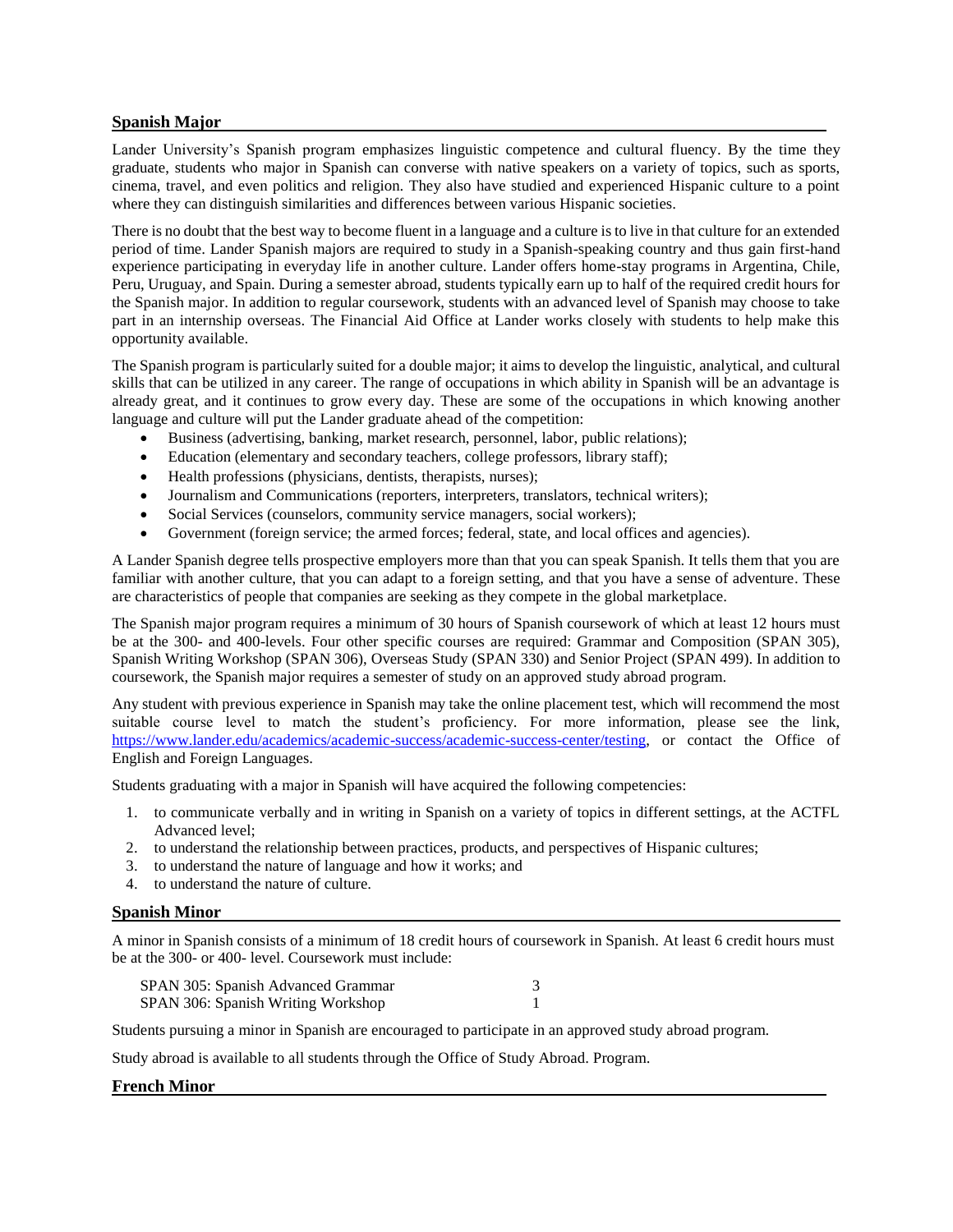## Spanish Major

Lander University's Spanish program emphasizes linguistic competence and cultural fluency. By the time they graduate, students who major in Spanish can converse with native speakers on a variety of topics, such as sports, cinema, travel, and even politics and religion. They also have studied and experienced Hispanic culture to a point where they can distinguish similarities and differences between various Hispanic societies.

There is no doubt that the best way to become fluent in a language and a culture is to live in that culture for an extended period of time. Lander Spanish majors are required to study in a Spanish-speaking country and thus gain first-hand experience participating in everyday life in another culture. Lander offers home-stay programs in Argentina, Chile, Peru, Uruguay, and Spain. During a semester abroad, students typically earn up to half of the required credit hours for the Spanish major. In addition to regular coursework, students with an advanced level of Spanish may choose to take part in an internship overseas. The Financial Aid Office at Lander works closely with students to help make this opportunity available.

The Spanish program is particularly suited for a double major; it aims to develop the linguistic, analytical, and cultural skills that can be utilized in any career. The range of occupations in which ability in Spanish will be an advantage is already great, and it continues to grow every day. These are some of the occupations in which knowing another language and culture will put the Lander graduate ahead of the competition:

- Business (advertising, banking, market research, personnel, labor, public relations);
- Education (elementary and secondary teachers, college professors, library staff);
- Health professions (physicians, dentists, therapists, nurses);
- Journalism and Communications (reporters, interpreters, translators, technical writers);
- Social Services (counselors, community service managers, social workers);
- Government (foreign service; the armed forces; federal, state, and local offices and agencies).

A Lander Spanish degree tells prospective employers more than that you can speak Spanish. It tells them that you are familiar with another culture, that you can adapt to a foreign setting, and that you have a sense of adventure. These are characteristics of people that companies are seeking as they compete in the global marketplace.

The Spanish major program requires a minimum of 30 hours of Spanish coursework of which at least 12 hours must be at the 300- and 400-levels. Four other specific courses are required: Grammar and Composition (SPAN 305), Spanish Writing Workshop (SPAN 306), Overseas Study (SPAN 330) and Senior Project (SPAN 499). In addition to coursework, the Spanish major requires a semester of study on an approved study abroad program.

Any student with previous experience in Spanish may take the online placement test, which will recommend the most suitable course level to match the student's proficiency. For more information, please see the link, https://www.lander.edu/academics/academic-success/academic-success-center/testing, or contact the Office of English and Foreign Languages.

Students graduating with a major in Spanish will have acquired the following competencies:

1. to communicate verbally and in writing in Spanish on a variety of topics in different settings, at the ACTFL Advanced level;
2. to understand the relationship between practices, products, and perspectives of Hispanic cultures;
3. to understand the nature of language and how it works; and
4. to understand the nature of culture.

## Spanish Minor

A minor in Spanish consists of a minimum of 18 credit hours of coursework in Spanish. At least 6 credit hours must be at the 300- or 400- level. Coursework must include:

| | |
|---|---|
| SPAN 305: Spanish Advanced Grammar | 3 |
| SPAN 306: Spanish Writing Workshop | 1 |

Students pursuing a minor in Spanish are encouraged to participate in an approved study abroad program.

Study abroad is available to all students through the Office of Study Abroad. Program.

## French Minor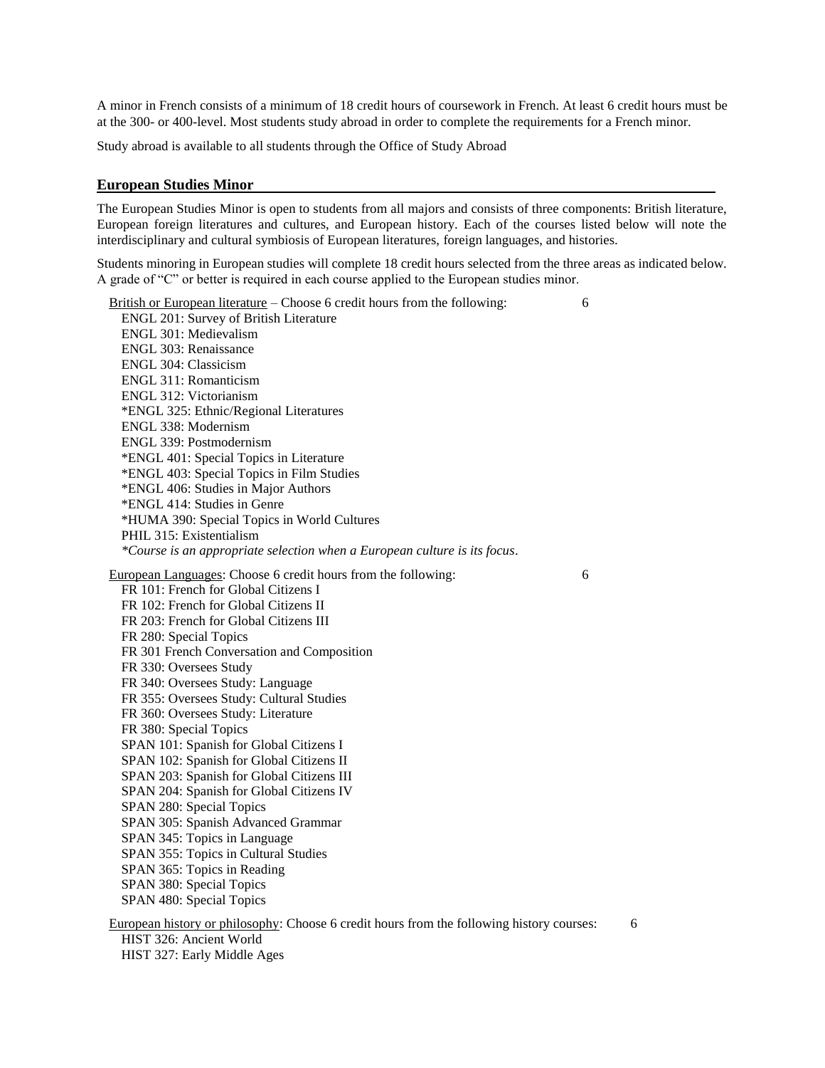A minor in French consists of a minimum of 18 credit hours of coursework in French. At least 6 credit hours must be at the 300- or 400-level. Most students study abroad in order to complete the requirements for a French minor.

Study abroad is available to all students through the Office of Study Abroad

## European Studies Minor

The European Studies Minor is open to students from all majors and consists of three components: British literature, European foreign literatures and cultures, and European history. Each of the courses listed below will note the interdisciplinary and cultural symbiosis of European literatures, foreign languages, and histories.

Students minoring in European studies will complete 18 credit hours selected from the three areas as indicated below. A grade of "C" or better is required in each course applied to the European studies minor.

British or European literature – Choose 6 credit hours from the following: 6

- ENGL 201: Survey of British Literature
- ENGL 301: Medievalism
- ENGL 303: Renaissance
- ENGL 304: Classicism
- ENGL 311: Romanticism
- ENGL 312: Victorianism
- *ENGL 325: Ethnic/Regional Literatures
- ENGL 338: Modernism
- ENGL 339: Postmodernism
- *ENGL 401: Special Topics in Literature
- *ENGL 403: Special Topics in Film Studies
- *ENGL 406: Studies in Major Authors
- *ENGL 414: Studies in Genre
- *HUMA 390: Special Topics in World Cultures
- PHIL 315: Existentialism

*\*Course is an appropriate selection when a European culture is its focus.*

European Languages: Choose 6 credit hours from the following: 6

- FR 101: French for Global Citizens I
- FR 102: French for Global Citizens II
- FR 203: French for Global Citizens III
- FR 280: Special Topics
- FR 301 French Conversation and Composition
- FR 330: Oversees Study
- FR 340: Oversees Study: Language
- FR 355: Oversees Study: Cultural Studies
- FR 360: Oversees Study: Literature
- FR 380: Special Topics
- SPAN 101: Spanish for Global Citizens I
- SPAN 102: Spanish for Global Citizens II
- SPAN 203: Spanish for Global Citizens III
- SPAN 204: Spanish for Global Citizens IV
- SPAN 280: Special Topics
- SPAN 305: Spanish Advanced Grammar
- SPAN 345: Topics in Language
- SPAN 355: Topics in Cultural Studies
- SPAN 365: Topics in Reading
- SPAN 380: Special Topics
- SPAN 480: Special Topics

European history or philosophy: Choose 6 credit hours from the following history courses: 6

- HIST 326: Ancient World
- HIST 327: Early Middle Ages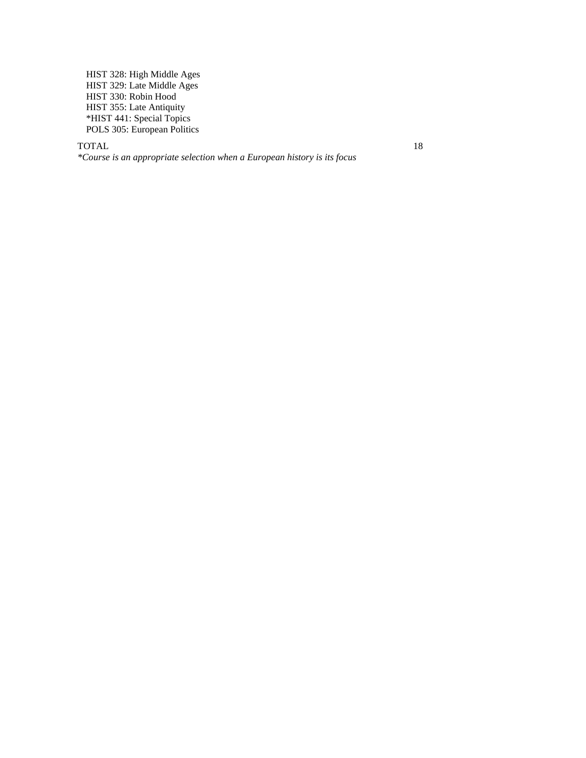HIST 328: High Middle Ages
HIST 329: Late Middle Ages
HIST 330: Robin Hood
HIST 355: Late Antiquity
*HIST 441: Special Topics
POLS 305: European Politics

TOTAL 18

*\*Course is an appropriate selection when a European history is its focus*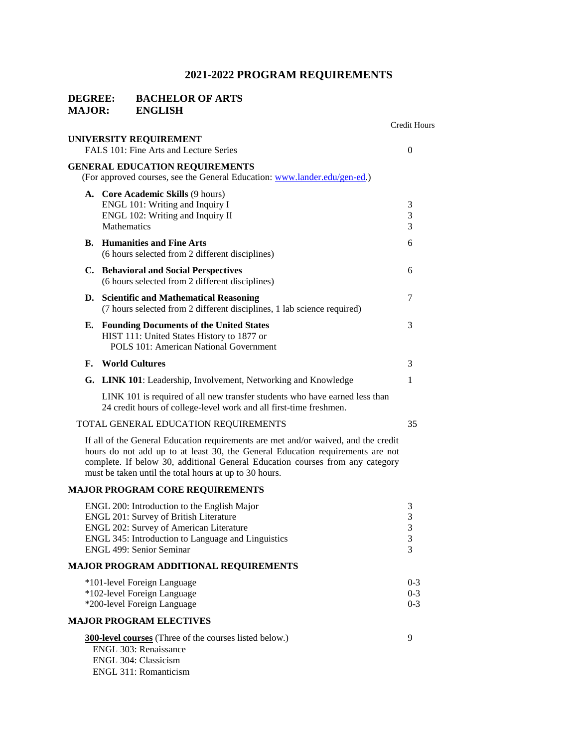# 2021-2022 PROGRAM REQUIREMENTS

**DEGREE: BACHELOR OF ARTS**
**MAJOR: ENGLISH**

| | Credit Hours |
|---|---|
| **UNIVERSITY REQUIREMENT** | |
| FALS 101: Fine Arts and Lecture Series | 0 |
| **GENERAL EDUCATION REQUIREMENTS** | |
| (For approved courses, see the General Education: [www.lander.edu/gen-ed](http://www.lander.edu/gen-ed).) | |
| **A. Core Academic Skills** (9 hours) | |
| ENGL 101: Writing and Inquiry I | 3 |
| ENGL 102: Writing and Inquiry II | 3 |
| Mathematics | 3 |
| **B. Humanities and Fine Arts** (6 hours selected from 2 different disciplines) | 6 |
| **C. Behavioral and Social Perspectives** (6 hours selected from 2 different disciplines) | 6 |
| **D. Scientific and Mathematical Reasoning** (7 hours selected from 2 different disciplines, 1 lab science required) | 7 |
| **E. Founding Documents of the United States** HIST 111: United States History to 1877 or POLS 101: American National Government | 3 |
| **F. World Cultures** | 3 |
| **G. LINK 101**: Leadership, Involvement, Networking and Knowledge | 1 |
| LINK 101 is required of all new transfer students who have earned less than 24 credit hours of college-level work and all first-time freshmen. | |
| TOTAL GENERAL EDUCATION REQUIREMENTS | 35 |

If all of the General Education requirements are met and/or waived, and the credit hours do not add up to at least 30, the General Education requirements are not complete. If below 30, additional General Education courses from any category must be taken until the total hours at up to 30 hours.

| | |
|---|---|
| **MAJOR PROGRAM CORE REQUIREMENTS** | |
| ENGL 200: Introduction to the English Major | 3 |
| ENGL 201: Survey of British Literature | 3 |
| ENGL 202: Survey of American Literature | 3 |
| ENGL 345: Introduction to Language and Linguistics | 3 |
| ENGL 499: Senior Seminar | 3 |
| **MAJOR PROGRAM ADDITIONAL REQUIREMENTS** | |
| *101-level Foreign Language | 0-3 |
| *102-level Foreign Language | 0-3 |
| *200-level Foreign Language | 0-3 |
| **MAJOR PROGRAM ELECTIVES** | |
| **300-level courses** (Three of the courses listed below.) | 9 |
| ENGL 303: Renaissance | |
| ENGL 304: Classicism | |
| ENGL 311: Romanticism | |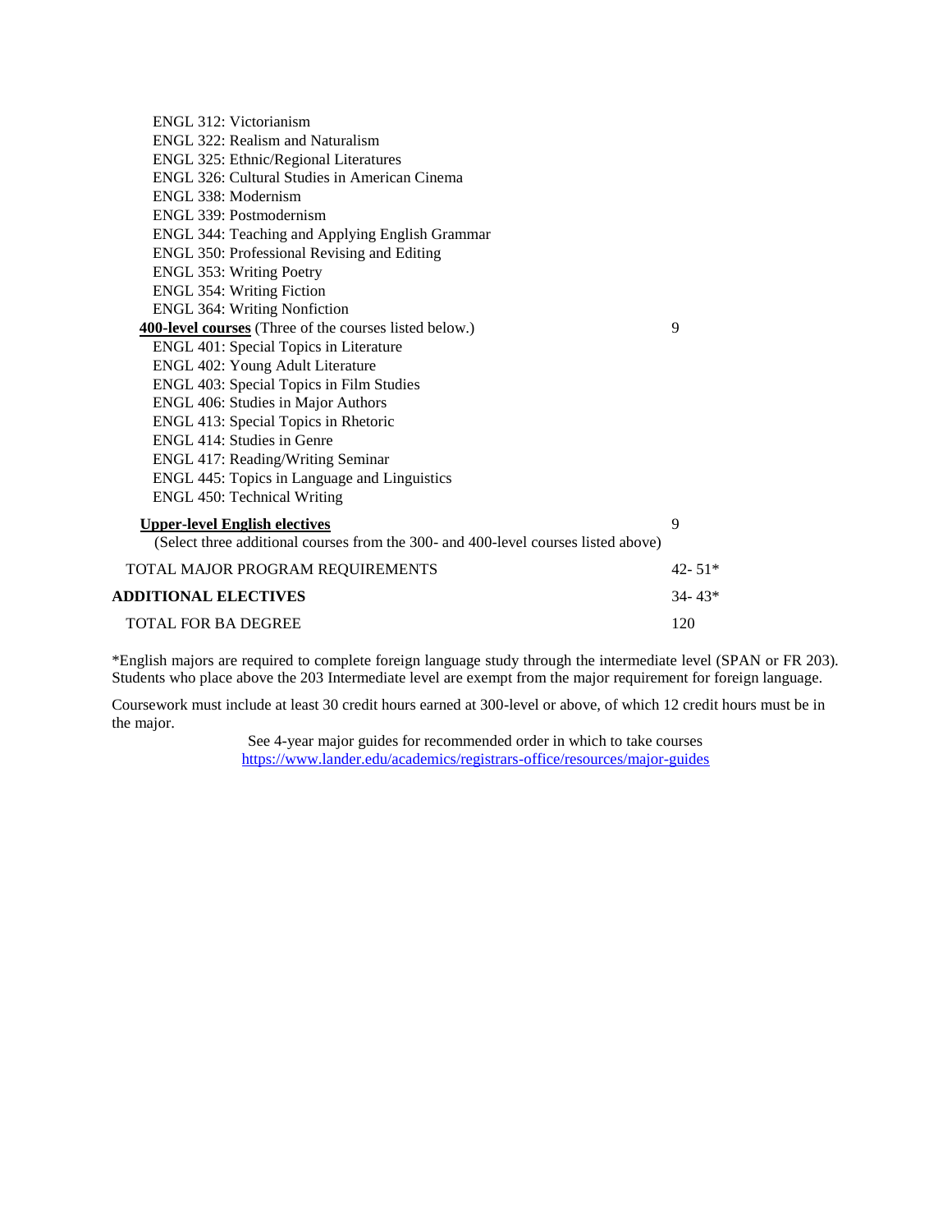| | |
|---|---|
| ENGL 312: Victorianism | |
| ENGL 322: Realism and Naturalism | |
| ENGL 325: Ethnic/Regional Literatures | |
| ENGL 326: Cultural Studies in American Cinema | |
| ENGL 338: Modernism | |
| ENGL 339: Postmodernism | |
| ENGL 344: Teaching and Applying English Grammar | |
| ENGL 350: Professional Revising and Editing | |
| ENGL 353: Writing Poetry | |
| ENGL 354: Writing Fiction | |
| ENGL 364: Writing Nonfiction | |
| **400-level courses** (Three of the courses listed below.) | 9 |
| ENGL 401: Special Topics in Literature | |
| ENGL 402: Young Adult Literature | |
| ENGL 403: Special Topics in Film Studies | |
| ENGL 406: Studies in Major Authors | |
| ENGL 413: Special Topics in Rhetoric | |
| ENGL 414: Studies in Genre | |
| ENGL 417: Reading/Writing Seminar | |
| ENGL 445: Topics in Language and Linguistics | |
| ENGL 450: Technical Writing | |
| **Upper-level English electives** (Select three additional courses from the 300- and 400-level courses listed above) | 9 |
| TOTAL MAJOR PROGRAM REQUIREMENTS | 42- 51* |
| **ADDITIONAL ELECTIVES** | 34- 43* |
| TOTAL FOR BA DEGREE | 120 |

*English majors are required to complete foreign language study through the intermediate level (SPAN or FR 203). Students who place above the 203 Intermediate level are exempt from the major requirement for foreign language.

Coursework must include at least 30 credit hours earned at 300-level or above, of which 12 credit hours must be in the major.

See 4-year major guides for recommended order in which to take courses
https://www.lander.edu/academics/registrars-office/resources/major-guides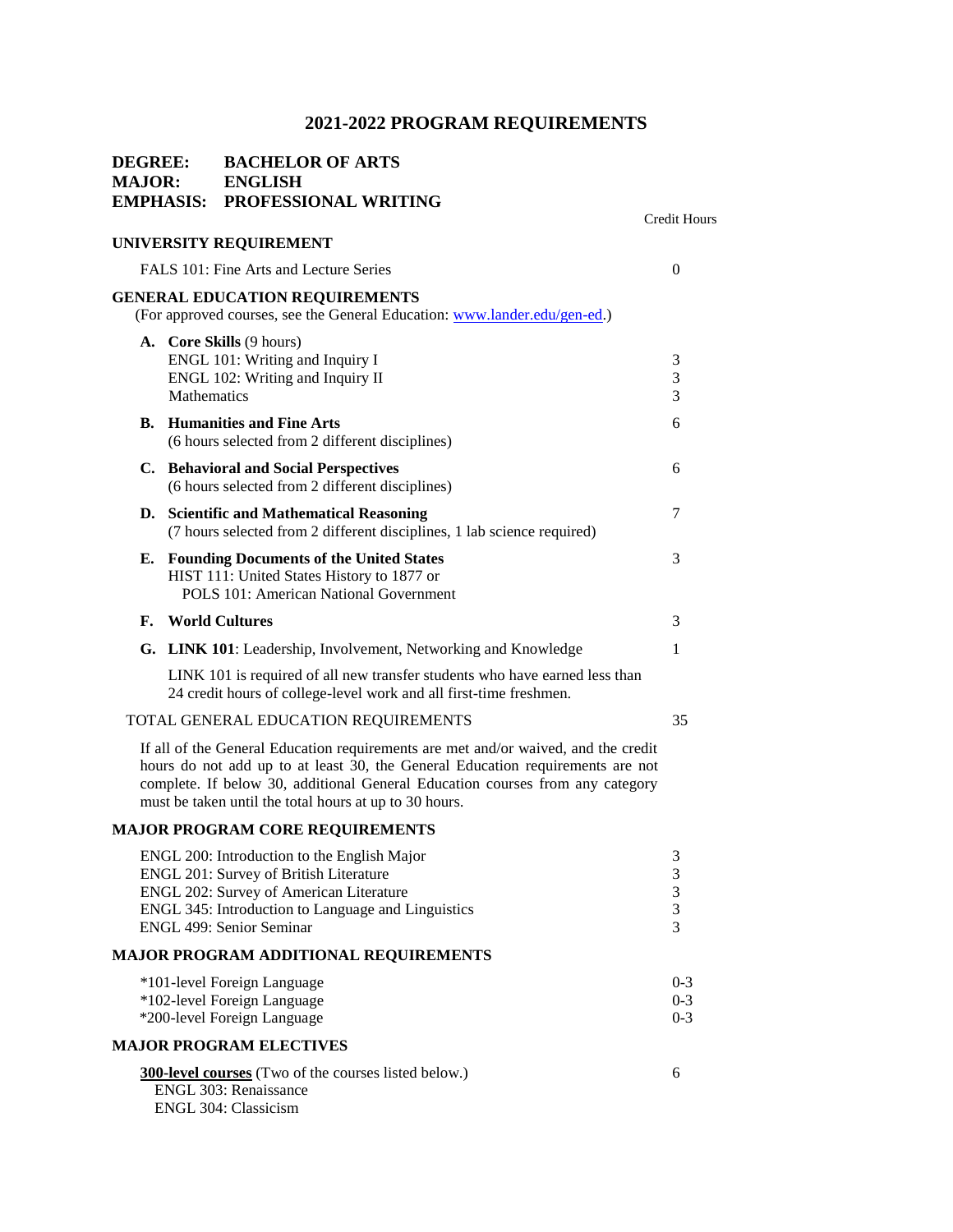# 2021-2022 PROGRAM REQUIREMENTS

**DEGREE:** **BACHELOR OF ARTS**
**MAJOR:** **ENGLISH**
**EMPHASIS:** **PROFESSIONAL WRITING**

| | Credit Hours |
|---|---|
| **UNIVERSITY REQUIREMENT** | |
| FALS 101: Fine Arts and Lecture Series | 0 |

**GENERAL EDUCATION REQUIREMENTS**
(For approved courses, see the General Education: www.lander.edu/gen-ed.)

| | Credit Hours |
|---|---|
| **A. Core Skills** (9 hours) | |
| ENGL 101: Writing and Inquiry I | 3 |
| ENGL 102: Writing and Inquiry II | 3 |
| Mathematics | 3 |
| **B. Humanities and Fine Arts** (6 hours selected from 2 different disciplines) | 6 |
| **C. Behavioral and Social Perspectives** (6 hours selected from 2 different disciplines) | 6 |
| **D. Scientific and Mathematical Reasoning** (7 hours selected from 2 different disciplines, 1 lab science required) | 7 |
| **E. Founding Documents of the United States** HIST 111: United States History to 1877 or POLS 101: American National Government | 3 |
| **F. World Cultures** | 3 |
| **G. LINK 101**: Leadership, Involvement, Networking and Knowledge | 1 |

LINK 101 is required of all new transfer students who have earned less than 24 credit hours of college-level work and all first-time freshmen.

| | |
|---|---|
| TOTAL GENERAL EDUCATION REQUIREMENTS | 35 |

If all of the General Education requirements are met and/or waived, and the credit hours do not add up to at least 30, the General Education requirements are not complete. If below 30, additional General Education courses from any category must be taken until the total hours at up to 30 hours.

**MAJOR PROGRAM CORE REQUIREMENTS**

| | |
|---|---|
| ENGL 200: Introduction to the English Major | 3 |
| ENGL 201: Survey of British Literature | 3 |
| ENGL 202: Survey of American Literature | 3 |
| ENGL 345: Introduction to Language and Linguistics | 3 |
| ENGL 499: Senior Seminar | 3 |

**MAJOR PROGRAM ADDITIONAL REQUIREMENTS**

| | |
|---|---|
| *101-level Foreign Language | 0-3 |
| *102-level Foreign Language | 0-3 |
| *200-level Foreign Language | 0-3 |

**MAJOR PROGRAM ELECTIVES**

| | |
|---|---|
| **300-level courses** (Two of the courses listed below.) | 6 |
| ENGL 303: Renaissance | |
| ENGL 304: Classicism | |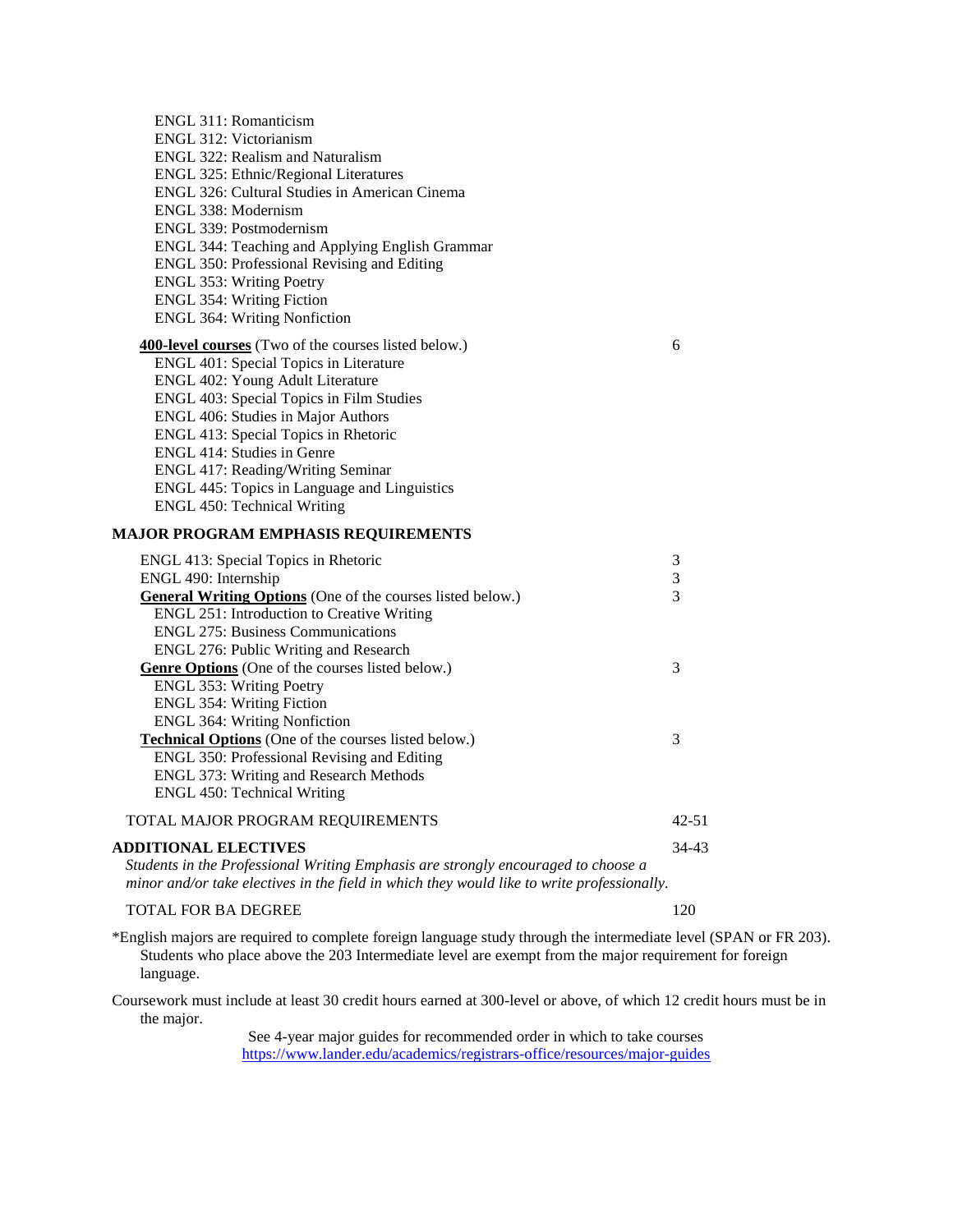ENGL 311: Romanticism
ENGL 312: Victorianism
ENGL 322: Realism and Naturalism
ENGL 325: Ethnic/Regional Literatures
ENGL 326: Cultural Studies in American Cinema
ENGL 338: Modernism
ENGL 339: Postmodernism
ENGL 344: Teaching and Applying English Grammar
ENGL 350: Professional Revising and Editing
ENGL 353: Writing Poetry
ENGL 354: Writing Fiction
ENGL 364: Writing Nonfiction

| | |
|---|---|
| **400-level courses** (Two of the courses listed below.) | 6 |
| ENGL 401: Special Topics in Literature | |
| ENGL 402: Young Adult Literature | |
| ENGL 403: Special Topics in Film Studies | |
| ENGL 406: Studies in Major Authors | |
| ENGL 413: Special Topics in Rhetoric | |
| ENGL 414: Studies in Genre | |
| ENGL 417: Reading/Writing Seminar | |
| ENGL 445: Topics in Language and Linguistics | |
| ENGL 450: Technical Writing | |

**MAJOR PROGRAM EMPHASIS REQUIREMENTS**

| | |
|---|---|
| ENGL 413: Special Topics in Rhetoric | 3 |
| ENGL 490: Internship | 3 |
| **General Writing Options** (One of the courses listed below.) | 3 |
| ENGL 251: Introduction to Creative Writing | |
| ENGL 275: Business Communications | |
| ENGL 276: Public Writing and Research | |
| **Genre Options** (One of the courses listed below.) | 3 |
| ENGL 353: Writing Poetry | |
| ENGL 354: Writing Fiction | |
| ENGL 364: Writing Nonfiction | |
| **Technical Options** (One of the courses listed below.) | 3 |
| ENGL 350: Professional Revising and Editing | |
| ENGL 373: Writing and Research Methods | |
| ENGL 450: Technical Writing | |
| TOTAL MAJOR PROGRAM REQUIREMENTS | 42-51 |
| **ADDITIONAL ELECTIVES** | 34-43 |

*Students in the Professional Writing Emphasis are strongly encouraged to choose a minor and/or take electives in the field in which they would like to write professionally.*

| | |
|---|---|
| TOTAL FOR BA DEGREE | 120 |

*English majors are required to complete foreign language study through the intermediate level (SPAN or FR 203). Students who place above the 203 Intermediate level are exempt from the major requirement for foreign language.

Coursework must include at least 30 credit hours earned at 300-level or above, of which 12 credit hours must be in the major.

See 4-year major guides for recommended order in which to take courses
https://www.lander.edu/academics/registrars-office/resources/major-guides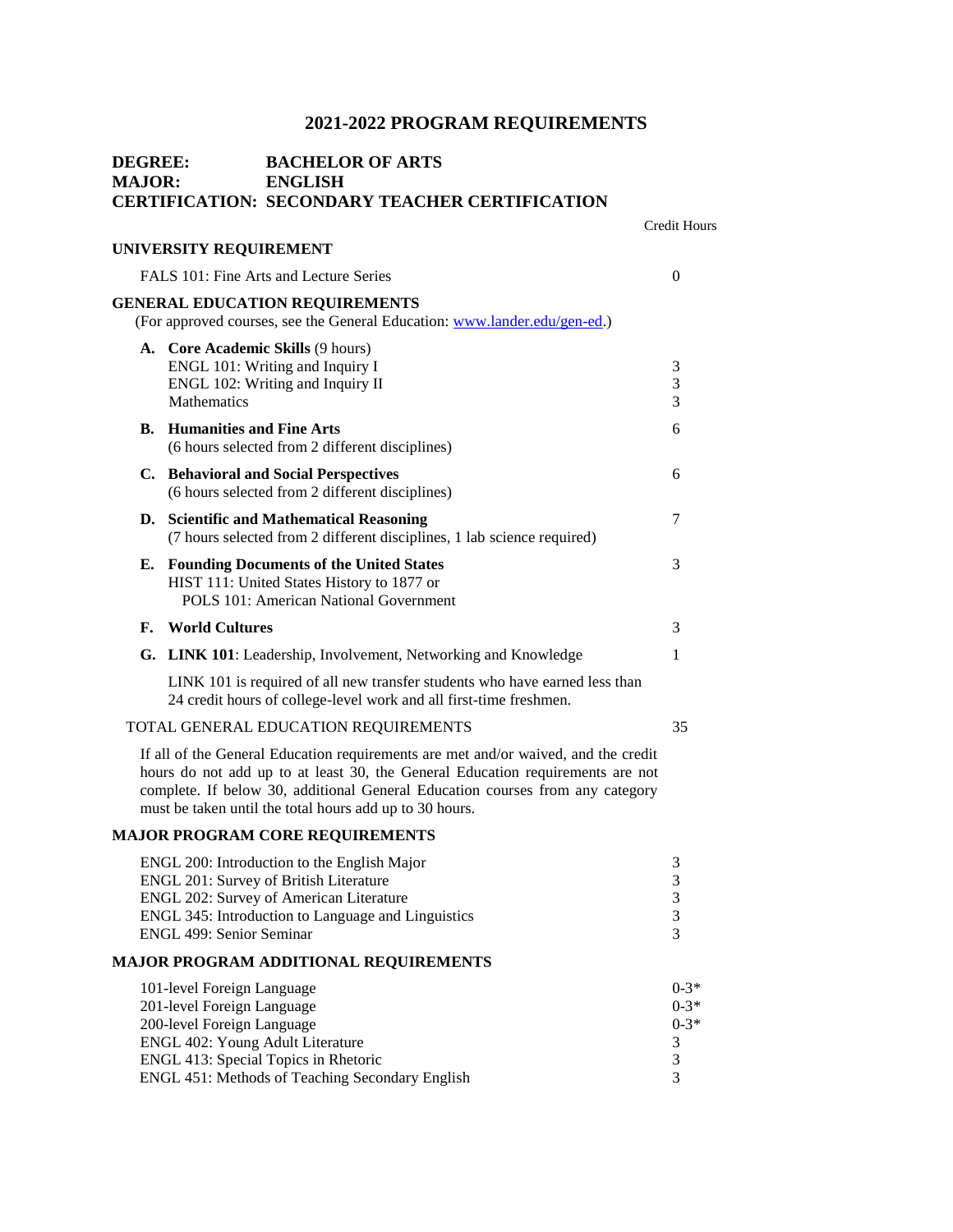# 2021-2022 PROGRAM REQUIREMENTS

**DEGREE: BACHELOR OF ARTS**
**MAJOR: ENGLISH**
**CERTIFICATION: SECONDARY TEACHER CERTIFICATION**

| | Credit Hours |
|---|---|
| **UNIVERSITY REQUIREMENT** | |
| FALS 101: Fine Arts and Lecture Series | 0 |
| **GENERAL EDUCATION REQUIREMENTS** (For approved courses, see the General Education: [www.lander.edu/gen-ed](www.lander.edu/gen-ed).) | |
| **A. Core Academic Skills** (9 hours) | |
| ENGL 101: Writing and Inquiry I | 3 |
| ENGL 102: Writing and Inquiry II | 3 |
| Mathematics | 3 |
| **B. Humanities and Fine Arts** (6 hours selected from 2 different disciplines) | 6 |
| **C. Behavioral and Social Perspectives** (6 hours selected from 2 different disciplines) | 6 |
| **D. Scientific and Mathematical Reasoning** (7 hours selected from 2 different disciplines, 1 lab science required) | 7 |
| **E. Founding Documents of the United States** HIST 111: United States History to 1877 or POLS 101: American National Government | 3 |
| **F. World Cultures** | 3 |
| **G. LINK 101**: Leadership, Involvement, Networking and Knowledge | 1 |

LINK 101 is required of all new transfer students who have earned less than 24 credit hours of college-level work and all first-time freshmen.

| | |
|---|---|
| TOTAL GENERAL EDUCATION REQUIREMENTS | 35 |

If all of the General Education requirements are met and/or waived, and the credit hours do not add up to at least 30, the General Education requirements are not complete. If below 30, additional General Education courses from any category must be taken until the total hours add up to 30 hours.

## MAJOR PROGRAM CORE REQUIREMENTS

| | |
|---|---|
| ENGL 200: Introduction to the English Major | 3 |
| ENGL 201: Survey of British Literature | 3 |
| ENGL 202: Survey of American Literature | 3 |
| ENGL 345: Introduction to Language and Linguistics | 3 |
| ENGL 499: Senior Seminar | 3 |

## MAJOR PROGRAM ADDITIONAL REQUIREMENTS

| | |
|---|---|
| 101-level Foreign Language | 0-3* |
| 201-level Foreign Language | 0-3* |
| 200-level Foreign Language | 0-3* |
| ENGL 402: Young Adult Literature | 3 |
| ENGL 413: Special Topics in Rhetoric | 3 |
| ENGL 451: Methods of Teaching Secondary English | 3 |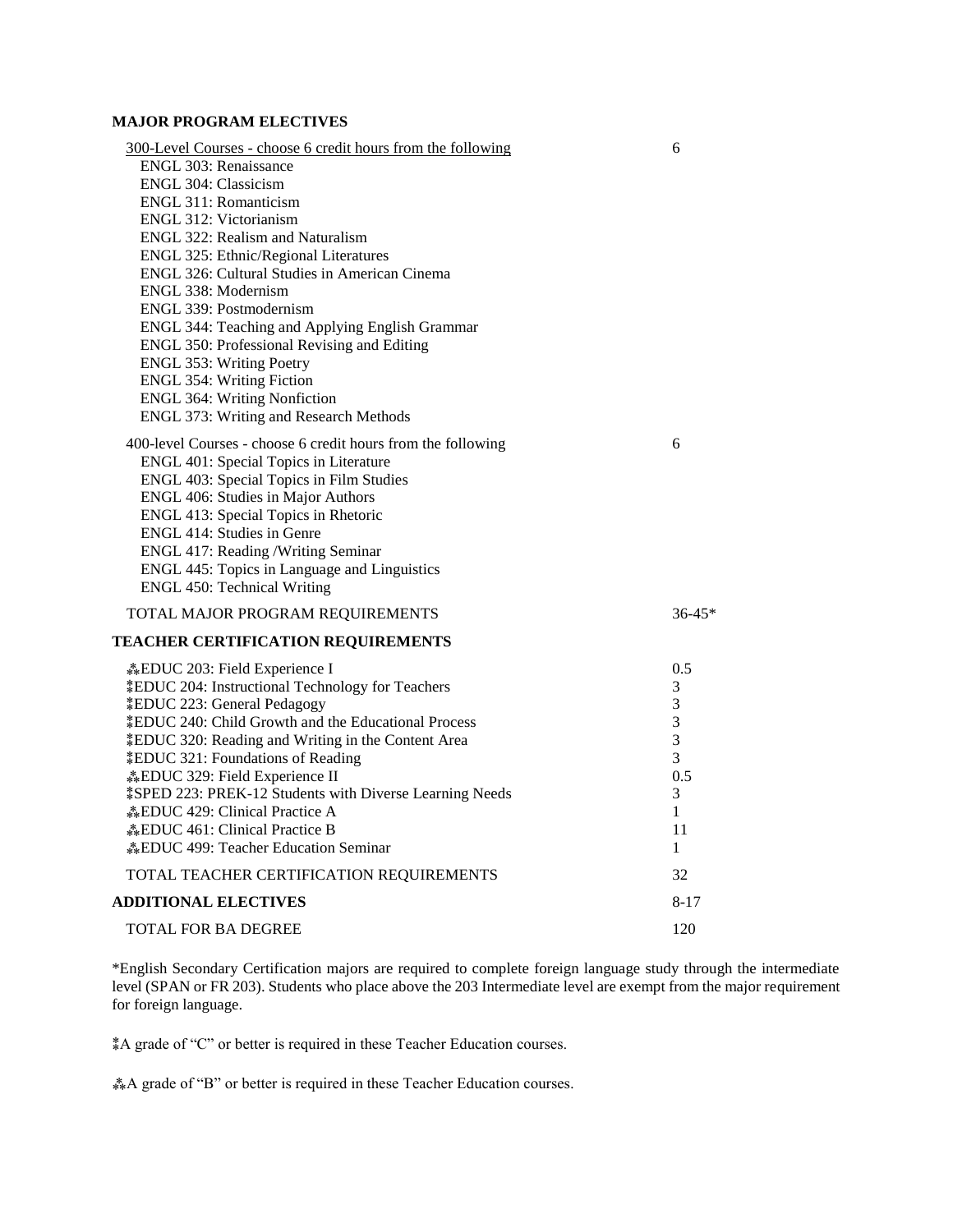**MAJOR PROGRAM ELECTIVES**

| | |
|---|---|
| <u>300-Level Courses - choose 6 credit hours from the following</u> | 6 |
| ENGL 303: Renaissance | |
| ENGL 304: Classicism | |
| ENGL 311: Romanticism | |
| ENGL 312: Victorianism | |
| ENGL 322: Realism and Naturalism | |
| ENGL 325: Ethnic/Regional Literatures | |
| ENGL 326: Cultural Studies in American Cinema | |
| ENGL 338: Modernism | |
| ENGL 339: Postmodernism | |
| ENGL 344: Teaching and Applying English Grammar | |
| ENGL 350: Professional Revising and Editing | |
| ENGL 353: Writing Poetry | |
| ENGL 354: Writing Fiction | |
| ENGL 364: Writing Nonfiction | |
| ENGL 373: Writing and Research Methods | |
| 400-level Courses - choose 6 credit hours from the following | 6 |
| ENGL 401: Special Topics in Literature | |
| ENGL 403: Special Topics in Film Studies | |
| ENGL 406: Studies in Major Authors | |
| ENGL 413: Special Topics in Rhetoric | |
| ENGL 414: Studies in Genre | |
| ENGL 417: Reading /Writing Seminar | |
| ENGL 445: Topics in Language and Linguistics | |
| ENGL 450: Technical Writing | |
| TOTAL MAJOR PROGRAM REQUIREMENTS | 36-45* |

**TEACHER CERTIFICATION REQUIREMENTS**

| | |
|---|---|
| ⁂EDUC 203: Field Experience I | 0.5 |
| ⁑EDUC 204: Instructional Technology for Teachers | 3 |
| ⁑EDUC 223: General Pedagogy | 3 |
| ⁑EDUC 240: Child Growth and the Educational Process | 3 |
| ⁑EDUC 320: Reading and Writing in the Content Area | 3 |
| ⁑EDUC 321: Foundations of Reading | 3 |
| ⁂EDUC 329: Field Experience II | 0.5 |
| ⁑SPED 223: PREK-12 Students with Diverse Learning Needs | 3 |
| ⁂EDUC 429: Clinical Practice A | 1 |
| ⁂EDUC 461: Clinical Practice B | 11 |
| ⁂EDUC 499: Teacher Education Seminar | 1 |
| TOTAL TEACHER CERTIFICATION REQUIREMENTS | 32 |

| | |
|---|---|
| **ADDITIONAL ELECTIVES** | 8-17 |
| TOTAL FOR BA DEGREE | 120 |

*English Secondary Certification majors are required to complete foreign language study through the intermediate level (SPAN or FR 203). Students who place above the 203 Intermediate level are exempt from the major requirement for foreign language.

⁑A grade of "C" or better is required in these Teacher Education courses.

⁂A grade of "B" or better is required in these Teacher Education courses.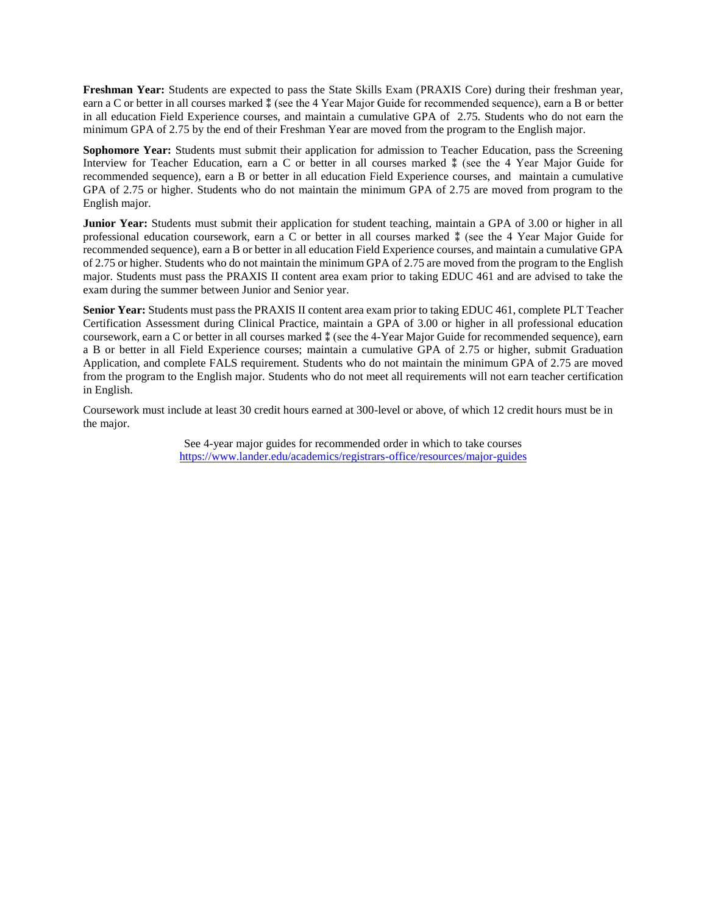**Freshman Year:** Students are expected to pass the State Skills Exam (PRAXIS Core) during their freshman year, earn a C or better in all courses marked ⁑ (see the 4 Year Major Guide for recommended sequence), earn a B or better in all education Field Experience courses, and maintain a cumulative GPA of 2.75. Students who do not earn the minimum GPA of 2.75 by the end of their Freshman Year are moved from the program to the English major.

**Sophomore Year:** Students must submit their application for admission to Teacher Education, pass the Screening Interview for Teacher Education, earn a C or better in all courses marked ⁑ (see the 4 Year Major Guide for recommended sequence), earn a B or better in all education Field Experience courses, and maintain a cumulative GPA of 2.75 or higher. Students who do not maintain the minimum GPA of 2.75 are moved from program to the English major.

**Junior Year:** Students must submit their application for student teaching, maintain a GPA of 3.00 or higher in all professional education coursework, earn a C or better in all courses marked ⁑ (see the 4 Year Major Guide for recommended sequence), earn a B or better in all education Field Experience courses, and maintain a cumulative GPA of 2.75 or higher. Students who do not maintain the minimum GPA of 2.75 are moved from the program to the English major. Students must pass the PRAXIS II content area exam prior to taking EDUC 461 and are advised to take the exam during the summer between Junior and Senior year.

**Senior Year:** Students must pass the PRAXIS II content area exam prior to taking EDUC 461, complete PLT Teacher Certification Assessment during Clinical Practice, maintain a GPA of 3.00 or higher in all professional education coursework, earn a C or better in all courses marked ⁑ (see the 4-Year Major Guide for recommended sequence), earn a B or better in all Field Experience courses; maintain a cumulative GPA of 2.75 or higher, submit Graduation Application, and complete FALS requirement. Students who do not maintain the minimum GPA of 2.75 are moved from the program to the English major. Students who do not meet all requirements will not earn teacher certification in English.

Coursework must include at least 30 credit hours earned at 300-level or above, of which 12 credit hours must be in the major.

See 4-year major guides for recommended order in which to take courses
https://www.lander.edu/academics/registrars-office/resources/major-guides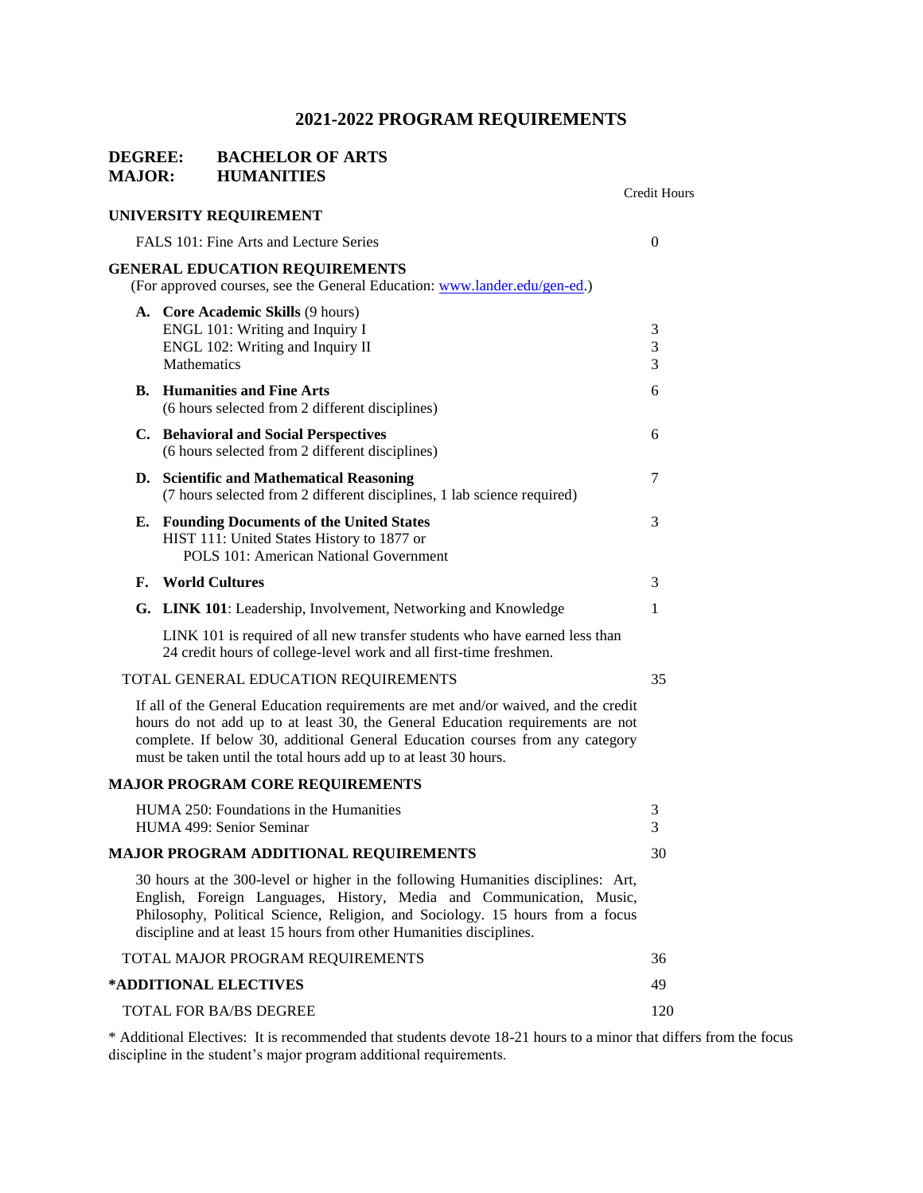# 2021-2022 PROGRAM REQUIREMENTS

**DEGREE: BACHELOR OF ARTS**
**MAJOR: HUMANITIES**

| | Credit Hours |
|---|---|
| **UNIVERSITY REQUIREMENT** | |
| FALS 101: Fine Arts and Lecture Series | 0 |
| **GENERAL EDUCATION REQUIREMENTS** (For approved courses, see the General Education: [www.lander.edu/gen-ed](www.lander.edu/gen-ed).) | |
| **A. Core Academic Skills** (9 hours) | |
| ENGL 101: Writing and Inquiry I | 3 |
| ENGL 102: Writing and Inquiry II | 3 |
| Mathematics | 3 |
| **B. Humanities and Fine Arts** (6 hours selected from 2 different disciplines) | 6 |
| **C. Behavioral and Social Perspectives** (6 hours selected from 2 different disciplines) | 6 |
| **D. Scientific and Mathematical Reasoning** (7 hours selected from 2 different disciplines, 1 lab science required) | 7 |
| **E. Founding Documents of the United States** HIST 111: United States History to 1877 or POLS 101: American National Government | 3 |
| **F. World Cultures** | 3 |
| **G. LINK 101**: Leadership, Involvement, Networking and Knowledge | 1 |

LINK 101 is required of all new transfer students who have earned less than 24 credit hours of college-level work and all first-time freshmen.

| | |
|---|---|
| TOTAL GENERAL EDUCATION REQUIREMENTS | 35 |

If all of the General Education requirements are met and/or waived, and the credit hours do not add up to at least 30, the General Education requirements are not complete. If below 30, additional General Education courses from any category must be taken until the total hours add up to at least 30 hours.

| | |
|---|---|
| **MAJOR PROGRAM CORE REQUIREMENTS** | |
| HUMA 250: Foundations in the Humanities | 3 |
| HUMA 499: Senior Seminar | 3 |
| **MAJOR PROGRAM ADDITIONAL REQUIREMENTS** | 30 |

30 hours at the 300-level or higher in the following Humanities disciplines: Art, English, Foreign Languages, History, Media and Communication, Music, Philosophy, Political Science, Religion, and Sociology. 15 hours from a focus discipline and at least 15 hours from other Humanities disciplines.

| | |
|---|---|
| TOTAL MAJOR PROGRAM REQUIREMENTS | 36 |
| **\*ADDITIONAL ELECTIVES** | 49 |
| TOTAL FOR BA/BS DEGREE | 120 |

\* Additional Electives: It is recommended that students devote 18-21 hours to a minor that differs from the focus discipline in the student's major program additional requirements.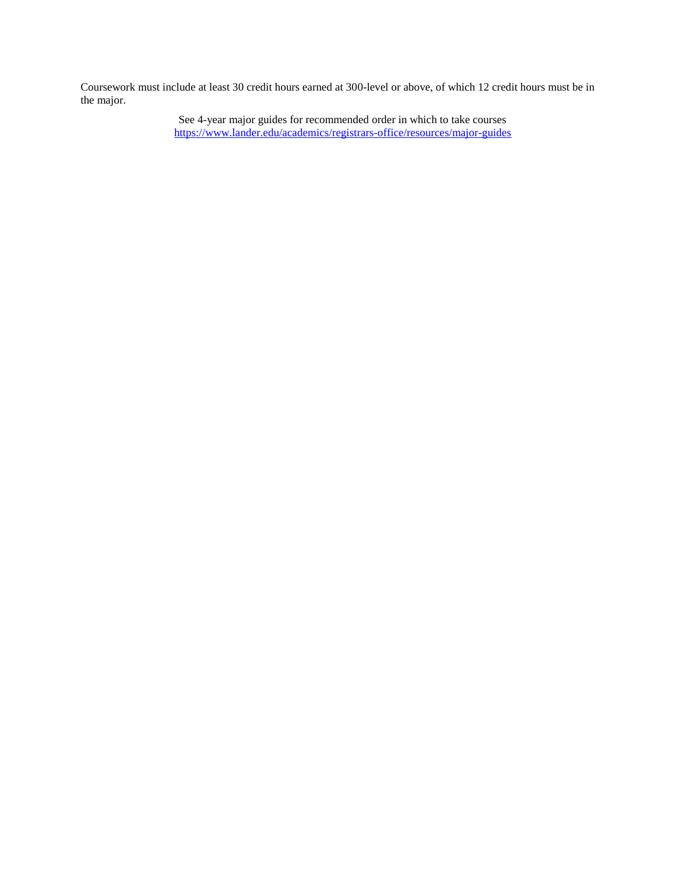Coursework must include at least 30 credit hours earned at 300-level or above, of which 12 credit hours must be in the major.

See 4-year major guides for recommended order in which to take courses
[https://www.lander.edu/academics/registrars-office/resources/major-guides](https://www.lander.edu/academics/registrars-office/resources/major-guides)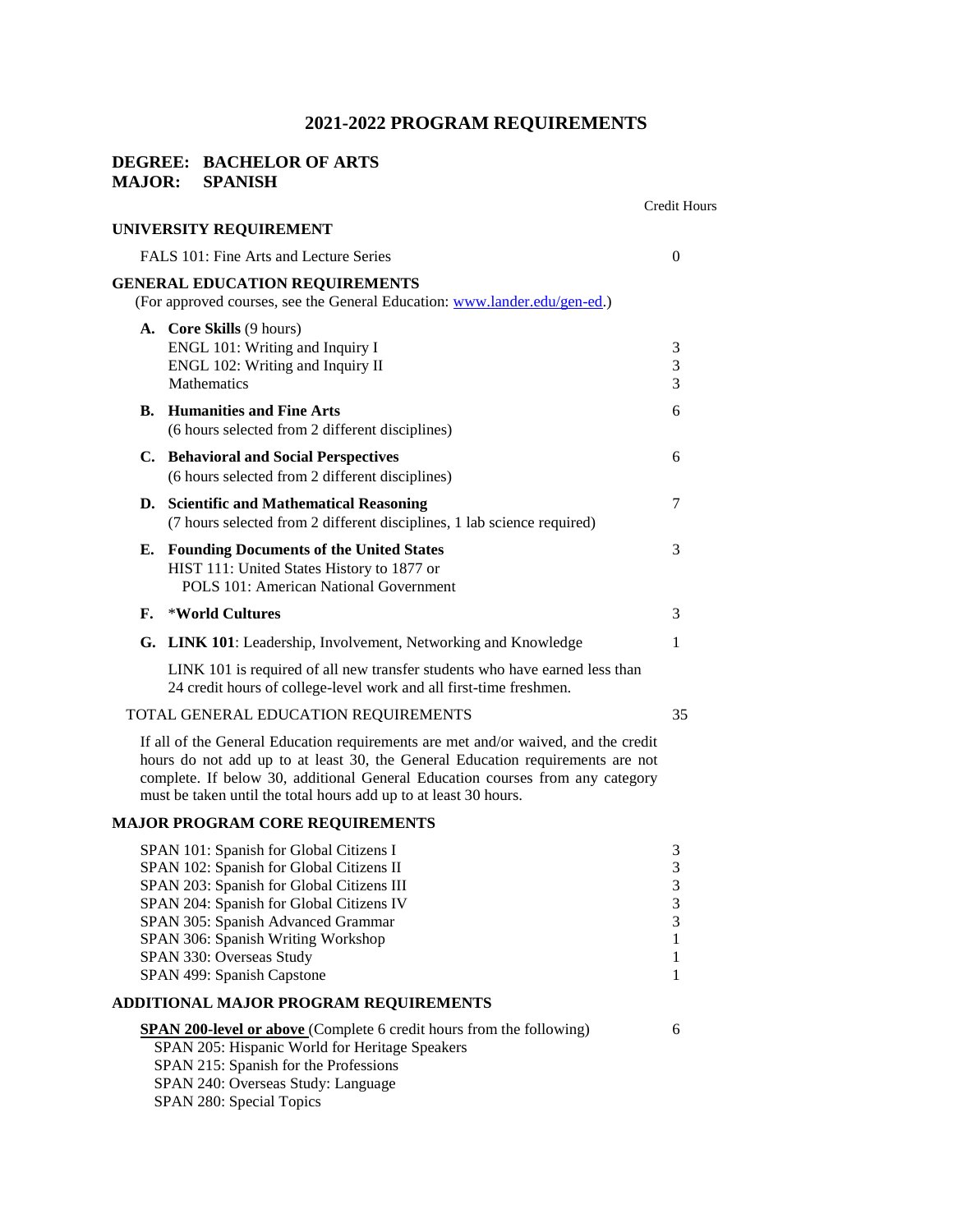# 2021-2022 PROGRAM REQUIREMENTS

## DEGREE: BACHELOR OF ARTS
## MAJOR: SPANISH

| | Credit Hours |
|---|---|
| **UNIVERSITY REQUIREMENT** | |
| FALS 101: Fine Arts and Lecture Series | 0 |
| **GENERAL EDUCATION REQUIREMENTS** (For approved courses, see the General Education: [www.lander.edu/gen-ed](www.lander.edu/gen-ed).) | |
| **A. Core Skills** (9 hours) | |
| ENGL 101: Writing and Inquiry I | 3 |
| ENGL 102: Writing and Inquiry II | 3 |
| Mathematics | 3 |
| **B. Humanities and Fine Arts** (6 hours selected from 2 different disciplines) | 6 |
| **C. Behavioral and Social Perspectives** (6 hours selected from 2 different disciplines) | 6 |
| **D. Scientific and Mathematical Reasoning** (7 hours selected from 2 different disciplines, 1 lab science required) | 7 |
| **E. Founding Documents of the United States** HIST 111: United States History to 1877 or POLS 101: American National Government | 3 |
| **F.** ***World Cultures** | 3 |
| **G. LINK 101**: Leadership, Involvement, Networking and Knowledge | 1 |
| LINK 101 is required of all new transfer students who have earned less than 24 credit hours of college-level work and all first-time freshmen. | |
| TOTAL GENERAL EDUCATION REQUIREMENTS | 35 |

If all of the General Education requirements are met and/or waived, and the credit hours do not add up to at least 30, the General Education requirements are not complete. If below 30, additional General Education courses from any category must be taken until the total hours add up to at least 30 hours.

### MAJOR PROGRAM CORE REQUIREMENTS

| Course | Credit Hours |
|---|---|
| SPAN 101: Spanish for Global Citizens I | 3 |
| SPAN 102: Spanish for Global Citizens II | 3 |
| SPAN 203: Spanish for Global Citizens III | 3 |
| SPAN 204: Spanish for Global Citizens IV | 3 |
| SPAN 305: Spanish Advanced Grammar | 3 |
| SPAN 306: Spanish Writing Workshop | 1 |
| SPAN 330: Overseas Study | 1 |
| SPAN 499: Spanish Capstone | 1 |

### ADDITIONAL MAJOR PROGRAM REQUIREMENTS

**SPAN 200-level or above** (Complete 6 credit hours from the following) — 6

- SPAN 205: Hispanic World for Heritage Speakers
- SPAN 215: Spanish for the Professions
- SPAN 240: Overseas Study: Language
- SPAN 280: Special Topics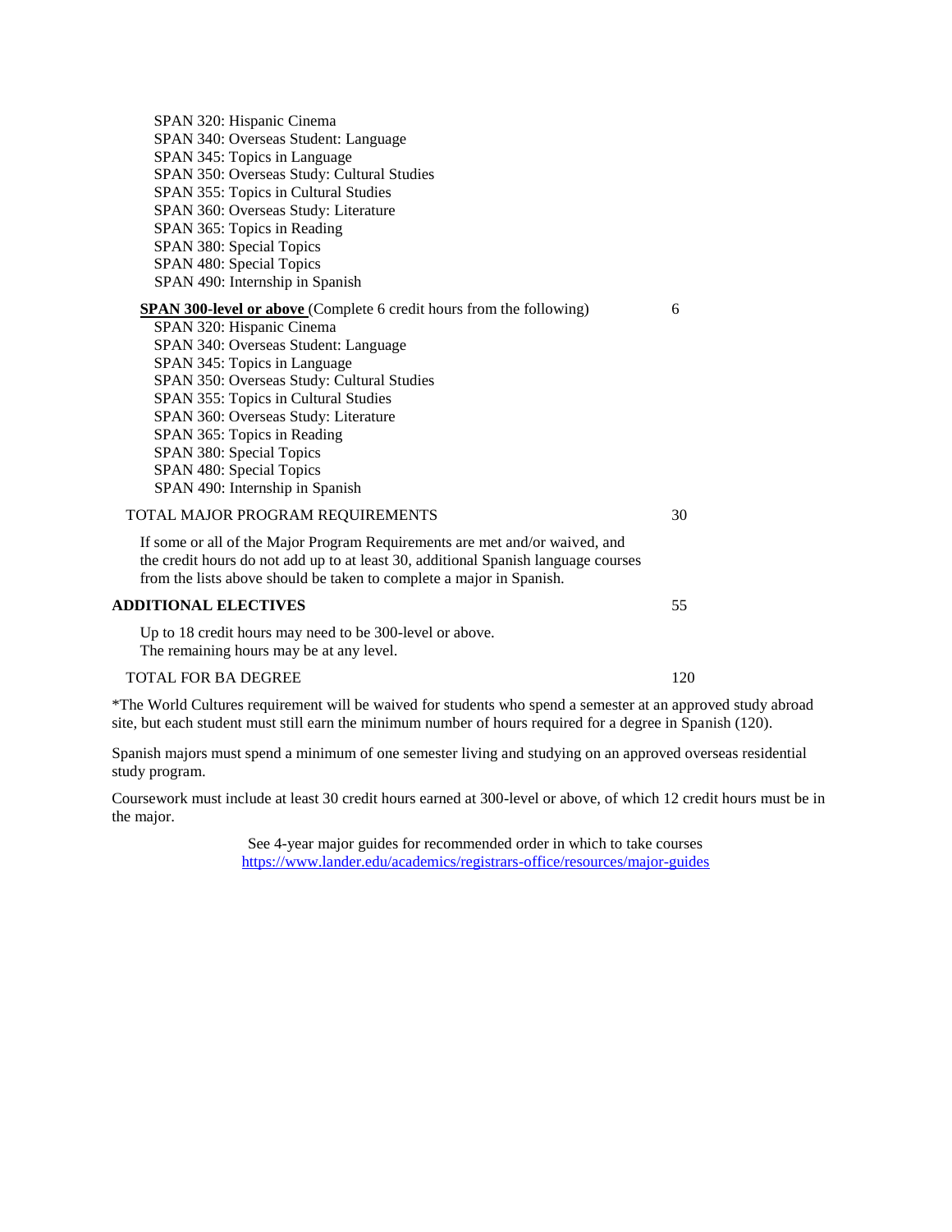SPAN 320: Hispanic Cinema
SPAN 340: Overseas Student: Language
SPAN 345: Topics in Language
SPAN 350: Overseas Study: Cultural Studies
SPAN 355: Topics in Cultural Studies
SPAN 360: Overseas Study: Literature
SPAN 365: Topics in Reading
SPAN 380: Special Topics
SPAN 480: Special Topics
SPAN 490: Internship in Spanish

**SPAN 300-level or above** (Complete 6 credit hours from the following) 6

SPAN 320: Hispanic Cinema
SPAN 340: Overseas Student: Language
SPAN 345: Topics in Language
SPAN 350: Overseas Study: Cultural Studies
SPAN 355: Topics in Cultural Studies
SPAN 360: Overseas Study: Literature
SPAN 365: Topics in Reading
SPAN 380: Special Topics
SPAN 480: Special Topics
SPAN 490: Internship in Spanish

TOTAL MAJOR PROGRAM REQUIREMENTS 30

If some or all of the Major Program Requirements are met and/or waived, and the credit hours do not add up to at least 30, additional Spanish language courses from the lists above should be taken to complete a major in Spanish.

**ADDITIONAL ELECTIVES** 55

Up to 18 credit hours may need to be 300-level or above.
The remaining hours may be at any level.

TOTAL FOR BA DEGREE 120

*The World Cultures requirement will be waived for students who spend a semester at an approved study abroad site, but each student must still earn the minimum number of hours required for a degree in Spanish (120).

Spanish majors must spend a minimum of one semester living and studying on an approved overseas residential study program.

Coursework must include at least 30 credit hours earned at 300-level or above, of which 12 credit hours must be in the major.

See 4-year major guides for recommended order in which to take courses
https://www.lander.edu/academics/registrars-office/resources/major-guides